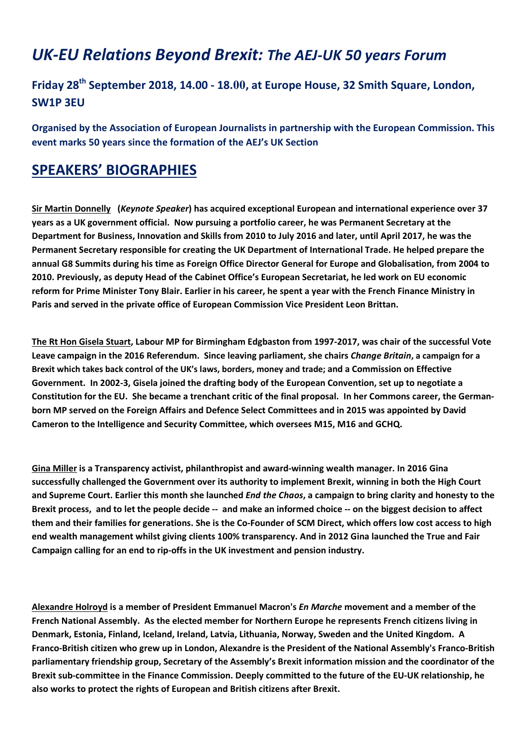# *UK-EU Relations Beyond Brexit: The AEJ-UK 50 years Forum*

## Friday 28th September 2018, 14.00 - 18.00, at Europe House, 32 Smith Square, London, SW1P 3EU

**Organised by the Association of European Journalists in partnership with the European Commission. This event marks 50 years since the formation of the AEJ's UK Section**

## SPEAKERS' BIOGRAPHIES

**Sir Martin Donnelly (*Keynote Speaker*) has acquired exceptional European and international experience over 37 years as a UK government official. Now pursuing a portfolio career, he was Permanent Secretary at the Department for Business, Innovation and Skills from 2010 to July 2016 and later, until April 2017, he was the Permanent Secretary responsible for creating the UK Department of International Trade. He helped prepare the annual G8 Summits during his time as Foreign Office Director General for Europe and Globalisation, from 2004 to 2010. Previously, as deputy Head of the Cabinet Office's European Secretariat, he led work on EU economic reform for Prime Minister Tony Blair. Earlier in his career, he spent a year with the French Finance Ministry in Paris and served in the private office of European Commission Vice President Leon Brittan.**

**The Rt Hon Gisela Stuart, Labour MP for Birmingham Edgbaston from 1997-2017, was chair of the successful Vote Leave campaign in the 2016 Referendum. Since leaving parliament, she chairs *Change Britain*, a campaign for a Brexit which takes back control of the UK's laws, borders, money and trade; and a Commission on Effective Government. In 2002-3, Gisela joined the drafting body of the European Convention, set up to negotiate a Constitution for the EU. She became a trenchant critic of the final proposal. In her Commons career, the German-born MP served on the Foreign Affairs and Defence Select Committees and in 2015 was appointed by David Cameron to the Intelligence and Security Committee, which oversees M15, M16 and GCHQ.**

**Gina Miller is a Transparency activist, philanthropist and award-winning wealth manager. In 2016 Gina successfully challenged the Government over its authority to implement Brexit, winning in both the High Court and Supreme Court. Earlier this month she launched *End the Chaos*, a campaign to bring clarity and honesty to the Brexit process, and to let the people decide -- and make an informed choice -- on the biggest decision to affect them and their families for generations. She is the Co-Founder of SCM Direct, which offers low cost access to high end wealth management whilst giving clients 100% transparency. And in 2012 Gina launched the True and Fair Campaign calling for an end to rip-offs in the UK investment and pension industry.**

**Alexandre Holroyd is a member of President Emmanuel Macron's *En Marche* movement and a member of the French National Assembly. As the elected member for Northern Europe he represents French citizens living in Denmark, Estonia, Finland, Iceland, Ireland, Latvia, Lithuania, Norway, Sweden and the United Kingdom. A Franco-British citizen who grew up in London, Alexandre is the President of the National Assembly's Franco-British parliamentary friendship group, Secretary of the Assembly's Brexit information mission and the coordinator of the Brexit sub-committee in the Finance Commission. Deeply committed to the future of the EU-UK relationship, he also works to protect the rights of European and British citizens after Brexit.**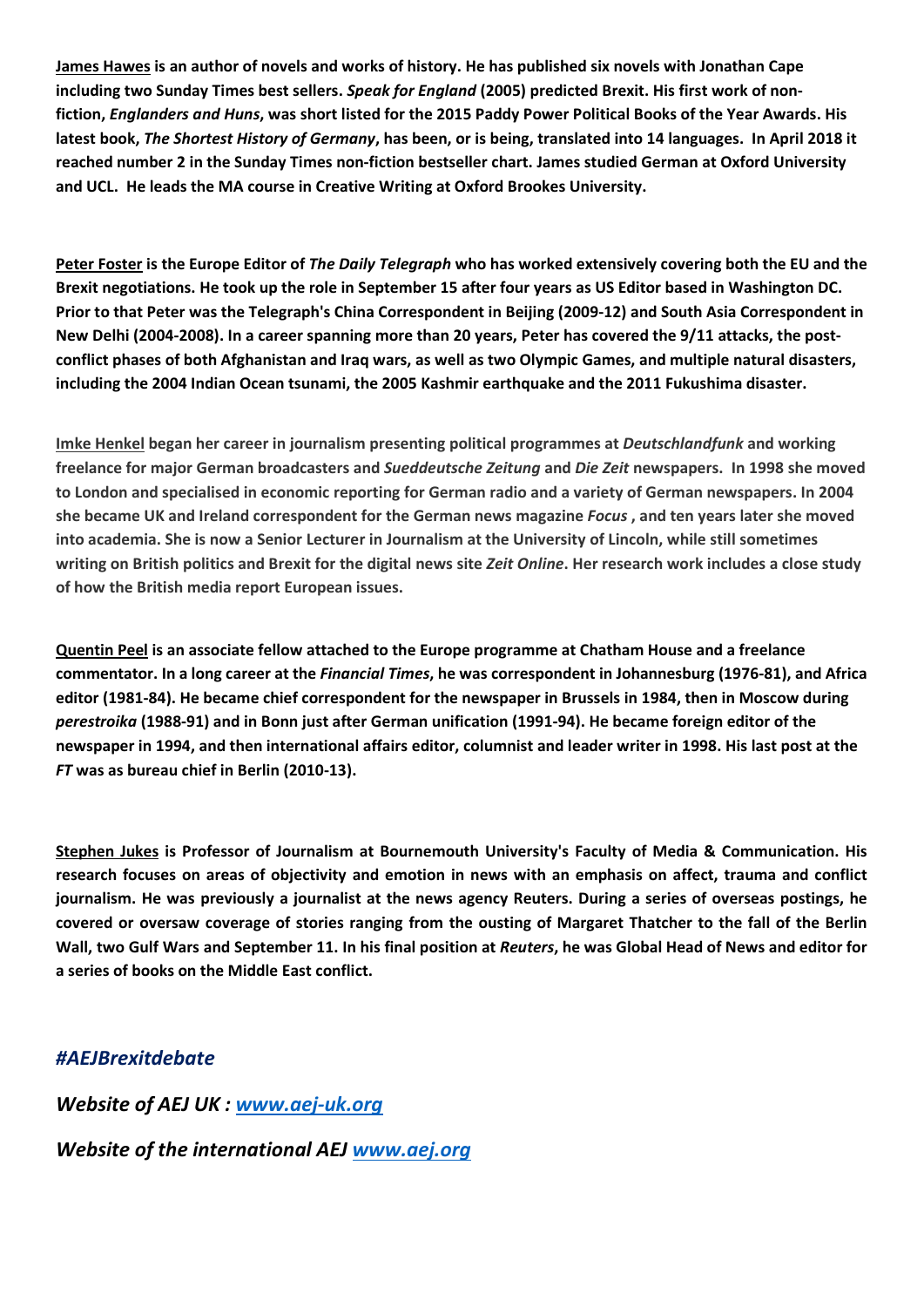**James Hawes is an author of novels and works of history. He has published six novels with Jonathan Cape including two Sunday Times best sellers. *Speak for England* (2005) predicted Brexit. His first work of non-fiction, *Englanders and Huns*, was short listed for the 2015 Paddy Power Political Books of the Year Awards. His latest book, *The Shortest History of Germany*, has been, or is being, translated into 14 languages. In April 2018 it reached number 2 in the Sunday Times non-fiction bestseller chart. James studied German at Oxford University and UCL. He leads the MA course in Creative Writing at Oxford Brookes University.**

**Peter Foster is the Europe Editor of *The Daily Telegraph* who has worked extensively covering both the EU and the Brexit negotiations. He took up the role in September 15 after four years as US Editor based in Washington DC. Prior to that Peter was the Telegraph's China Correspondent in Beijing (2009-12) and South Asia Correspondent in New Delhi (2004-2008). In a career spanning more than 20 years, Peter has covered the 9/11 attacks, the post-conflict phases of both Afghanistan and Iraq wars, as well as two Olympic Games, and multiple natural disasters, including the 2004 Indian Ocean tsunami, the 2005 Kashmir earthquake and the 2011 Fukushima disaster.**

**Imke Henkel began her career in journalism presenting political programmes at *Deutschlandfunk* and working freelance for major German broadcasters and *Sueddeutsche Zeitung* and *Die Zeit* newspapers. In 1998 she moved to London and specialised in economic reporting for German radio and a variety of German newspapers. In 2004 she became UK and Ireland correspondent for the German news magazine *Focus* , and ten years later she moved into academia. She is now a Senior Lecturer in Journalism at the University of Lincoln, while still sometimes writing on British politics and Brexit for the digital news site *Zeit Online*. Her research work includes a close study of how the British media report European issues.**

**Quentin Peel is an associate fellow attached to the Europe programme at Chatham House and a freelance commentator. In a long career at the *Financial Times*, he was correspondent in Johannesburg (1976-81), and Africa editor (1981-84). He became chief correspondent for the newspaper in Brussels in 1984, then in Moscow during *perestroika* (1988-91) and in Bonn just after German unification (1991-94). He became foreign editor of the newspaper in 1994, and then international affairs editor, columnist and leader writer in 1998. His last post at the *FT* was as bureau chief in Berlin (2010-13).**

**Stephen Jukes is Professor of Journalism at Bournemouth University's Faculty of Media & Communication. His research focuses on areas of objectivity and emotion in news with an emphasis on affect, trauma and conflict journalism. He was previously a journalist at the news agency Reuters. During a series of overseas postings, he covered or oversaw coverage of stories ranging from the ousting of Margaret Thatcher to the fall of the Berlin Wall, two Gulf Wars and September 11. In his final position at *Reuters*, he was Global Head of News and editor for a series of books on the Middle East conflict.**

***#AEJBrexitdebate***

***Website of AEJ UK : www.aej-uk.org***

***Website of the international AEJ www.aej.org***